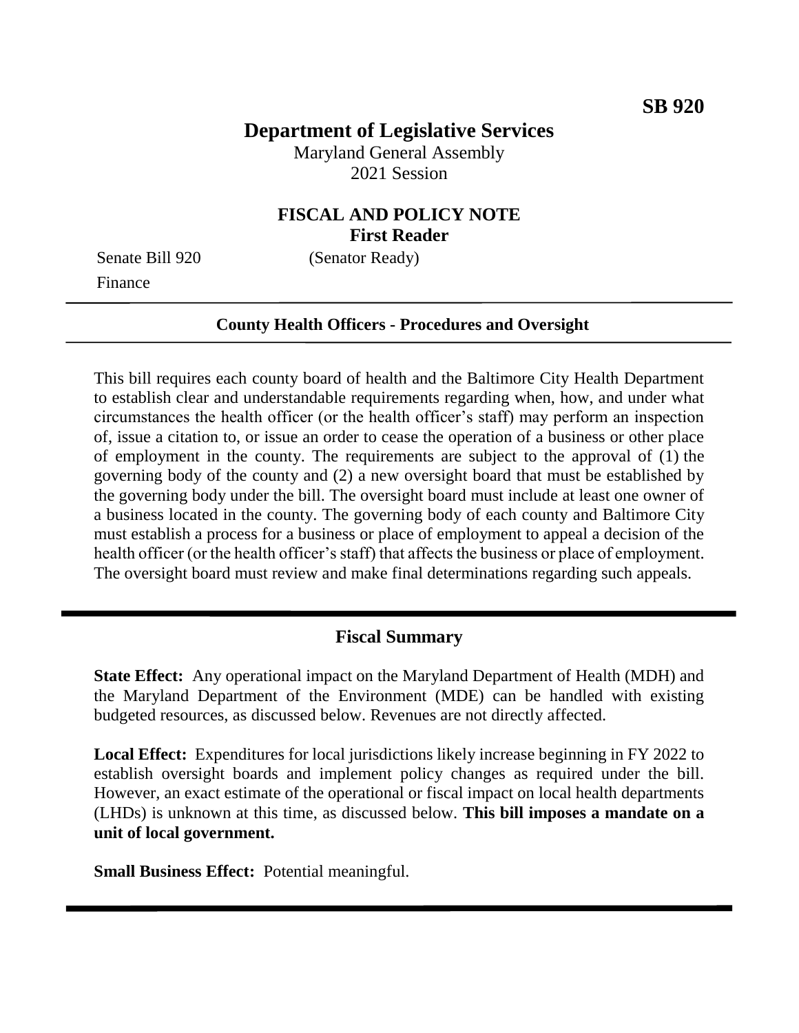**SB 920**

# Department of Legislative Services

Maryland General Assembly
2021 Session

## FISCAL AND POLICY NOTE
**First Reader**

Senate Bill 920 (Senator Ready)
Finance

**County Health Officers - Procedures and Oversight**

This bill requires each county board of health and the Baltimore City Health Department to establish clear and understandable requirements regarding when, how, and under what circumstances the health officer (or the health officer's staff) may perform an inspection of, issue a citation to, or issue an order to cease the operation of a business or other place of employment in the county. The requirements are subject to the approval of (1) the governing body of the county and (2) a new oversight board that must be established by the governing body under the bill. The oversight board must include at least one owner of a business located in the county. The governing body of each county and Baltimore City must establish a process for a business or place of employment to appeal a decision of the health officer (or the health officer's staff) that affects the business or place of employment. The oversight board must review and make final determinations regarding such appeals.

## Fiscal Summary

**State Effect:** Any operational impact on the Maryland Department of Health (MDH) and the Maryland Department of the Environment (MDE) can be handled with existing budgeted resources, as discussed below. Revenues are not directly affected.

**Local Effect:** Expenditures for local jurisdictions likely increase beginning in FY 2022 to establish oversight boards and implement policy changes as required under the bill. However, an exact estimate of the operational or fiscal impact on local health departments (LHDs) is unknown at this time, as discussed below. **This bill imposes a mandate on a unit of local government.**

**Small Business Effect:** Potential meaningful.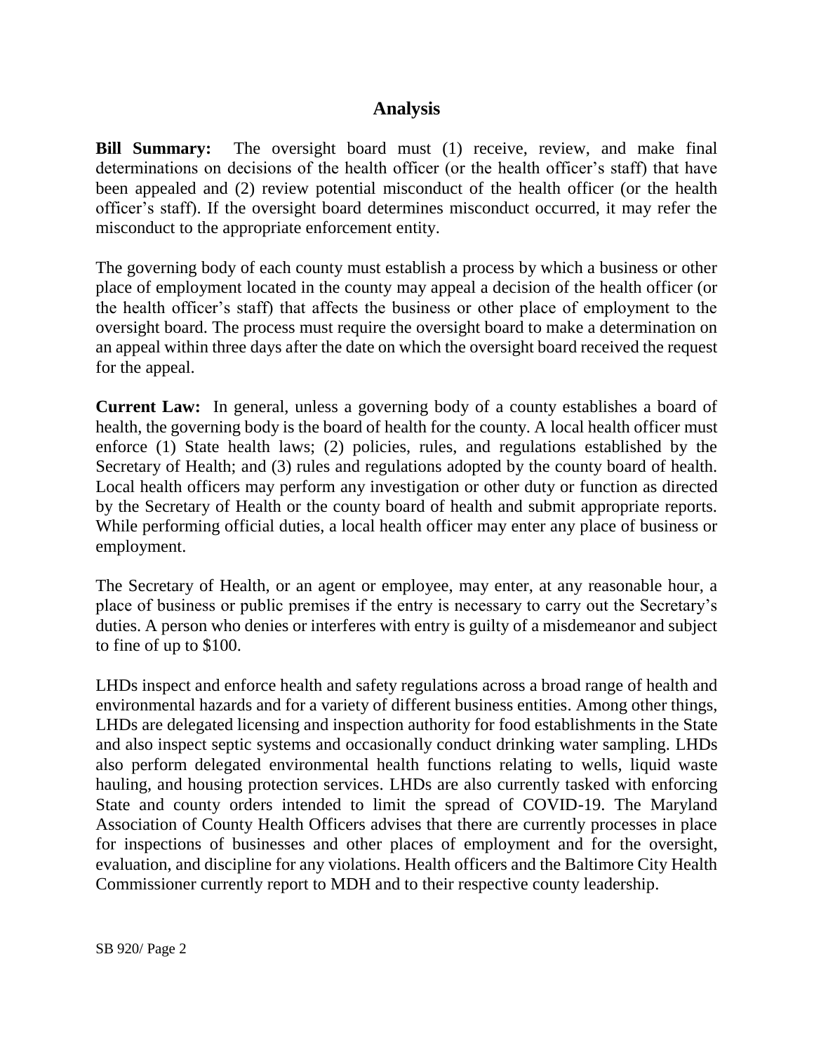## Analysis

**Bill Summary:** The oversight board must (1) receive, review, and make final determinations on decisions of the health officer (or the health officer's staff) that have been appealed and (2) review potential misconduct of the health officer (or the health officer's staff). If the oversight board determines misconduct occurred, it may refer the misconduct to the appropriate enforcement entity.

The governing body of each county must establish a process by which a business or other place of employment located in the county may appeal a decision of the health officer (or the health officer's staff) that affects the business or other place of employment to the oversight board. The process must require the oversight board to make a determination on an appeal within three days after the date on which the oversight board received the request for the appeal.

**Current Law:** In general, unless a governing body of a county establishes a board of health, the governing body is the board of health for the county. A local health officer must enforce (1) State health laws; (2) policies, rules, and regulations established by the Secretary of Health; and (3) rules and regulations adopted by the county board of health. Local health officers may perform any investigation or other duty or function as directed by the Secretary of Health or the county board of health and submit appropriate reports. While performing official duties, a local health officer may enter any place of business or employment.

The Secretary of Health, or an agent or employee, may enter, at any reasonable hour, a place of business or public premises if the entry is necessary to carry out the Secretary's duties. A person who denies or interferes with entry is guilty of a misdemeanor and subject to fine of up to $100.

LHDs inspect and enforce health and safety regulations across a broad range of health and environmental hazards and for a variety of different business entities. Among other things, LHDs are delegated licensing and inspection authority for food establishments in the State and also inspect septic systems and occasionally conduct drinking water sampling. LHDs also perform delegated environmental health functions relating to wells, liquid waste hauling, and housing protection services. LHDs are also currently tasked with enforcing State and county orders intended to limit the spread of COVID-19. The Maryland Association of County Health Officers advises that there are currently processes in place for inspections of businesses and other places of employment and for the oversight, evaluation, and discipline for any violations. Health officers and the Baltimore City Health Commissioner currently report to MDH and to their respective county leadership.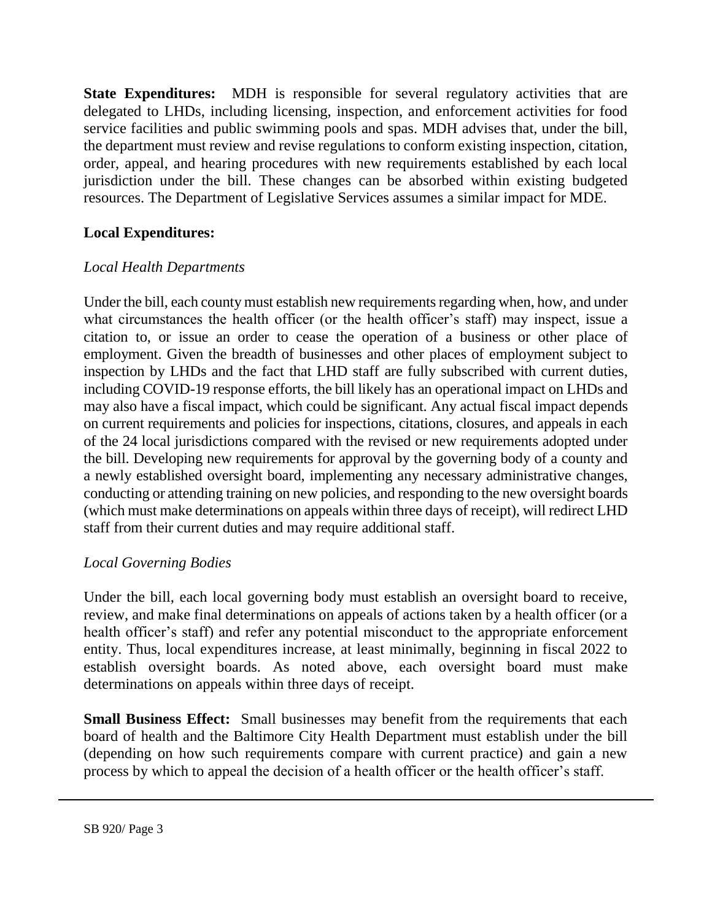**State Expenditures:** MDH is responsible for several regulatory activities that are delegated to LHDs, including licensing, inspection, and enforcement activities for food service facilities and public swimming pools and spas. MDH advises that, under the bill, the department must review and revise regulations to conform existing inspection, citation, order, appeal, and hearing procedures with new requirements established by each local jurisdiction under the bill. These changes can be absorbed within existing budgeted resources. The Department of Legislative Services assumes a similar impact for MDE.

**Local Expenditures:**

*Local Health Departments*

Under the bill, each county must establish new requirements regarding when, how, and under what circumstances the health officer (or the health officer's staff) may inspect, issue a citation to, or issue an order to cease the operation of a business or other place of employment. Given the breadth of businesses and other places of employment subject to inspection by LHDs and the fact that LHD staff are fully subscribed with current duties, including COVID-19 response efforts, the bill likely has an operational impact on LHDs and may also have a fiscal impact, which could be significant. Any actual fiscal impact depends on current requirements and policies for inspections, citations, closures, and appeals in each of the 24 local jurisdictions compared with the revised or new requirements adopted under the bill. Developing new requirements for approval by the governing body of a county and a newly established oversight board, implementing any necessary administrative changes, conducting or attending training on new policies, and responding to the new oversight boards (which must make determinations on appeals within three days of receipt), will redirect LHD staff from their current duties and may require additional staff.

*Local Governing Bodies*

Under the bill, each local governing body must establish an oversight board to receive, review, and make final determinations on appeals of actions taken by a health officer (or a health officer's staff) and refer any potential misconduct to the appropriate enforcement entity. Thus, local expenditures increase, at least minimally, beginning in fiscal 2022 to establish oversight boards. As noted above, each oversight board must make determinations on appeals within three days of receipt.

**Small Business Effect:** Small businesses may benefit from the requirements that each board of health and the Baltimore City Health Department must establish under the bill (depending on how such requirements compare with current practice) and gain a new process by which to appeal the decision of a health officer or the health officer's staff.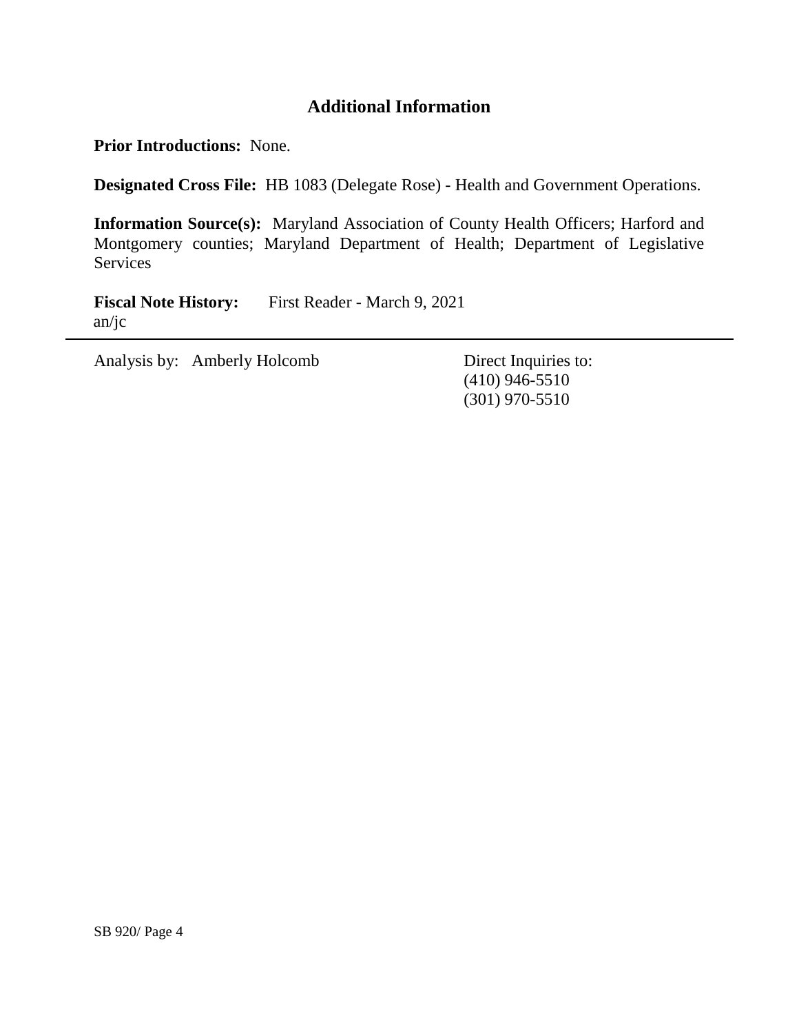## Additional Information

**Prior Introductions:** None.

**Designated Cross File:** HB 1083 (Delegate Rose) - Health and Government Operations.

**Information Source(s):** Maryland Association of County Health Officers; Harford and Montgomery counties; Maryland Department of Health; Department of Legislative Services

**Fiscal Note History:** First Reader - March 9, 2021
an/jc

---

Analysis by: Amberly Holcomb

Direct Inquiries to:
(410) 946-5510
(301) 970-5510